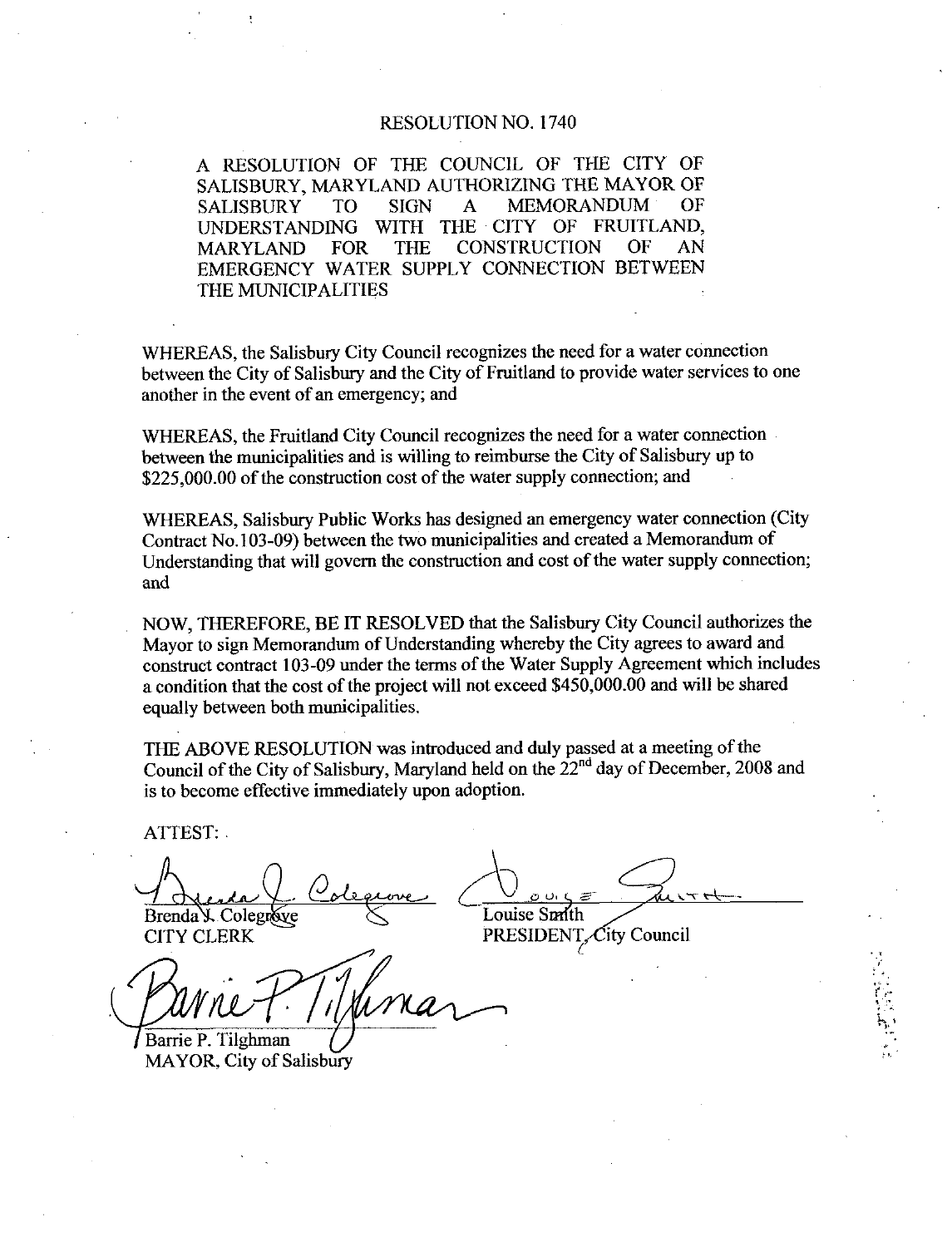# RESOLUTION NO. 1740

A RESOLUTION OF THE COUNCIL OF THE CITY OF SALISBURY, MARYLAND AUTHORIZING THE MAYOR OF SALISBURY TO SIGN A MEMORANDUM OF UNDERSTANDING WITH THE CITY OF FRUITLAND, MARYLAND FOR THE CONSTRUCTION OF AN EMERGENCY WATER SUPPLY CONNECTION BETWEEN THE MUNICIPALITIES

WHEREAS, the Salisbury City Council recognizes the need for a water connection between the City of Salisbury and the City of Fruitland to provide water services to one another in the event of an emergency; and

WHEREAS, the Fruitland City Council recognizes the need for a water connection between the municipalities and is willing to reimburse the City of Salisbury up to $225,000.00 of the construction cost of the water supply connection; and

WHEREAS, Salisbury Public Works has designed an emergency water connection (City Contract No.103-09) between the two municipalities and created a Memorandum of Understanding that will govern the construction and cost of the water supply connection; and

NOW, THEREFORE, BE IT RESOLVED that the Salisbury City Council authorizes the Mayor to sign Memorandum of Understanding whereby the City agrees to award and construct contract 103-09 under the terms of the Water Supply Agreement which includes a condition that the cost of the project will not exceed $450,000.00 and will be shared equally between both municipalities.

THE ABOVE RESOLUTION was introduced and duly passed at a meeting of the Council of the City of Salisbury, Maryland held on the 22nd day of December, 2008 and is to become effective immediately upon adoption.

ATTEST:

Brenda J. Colegrove
CITY CLERK

Louise Smith
PRESIDENT, City Council

Barrie P. Tilghman
MAYOR, City of Salisbury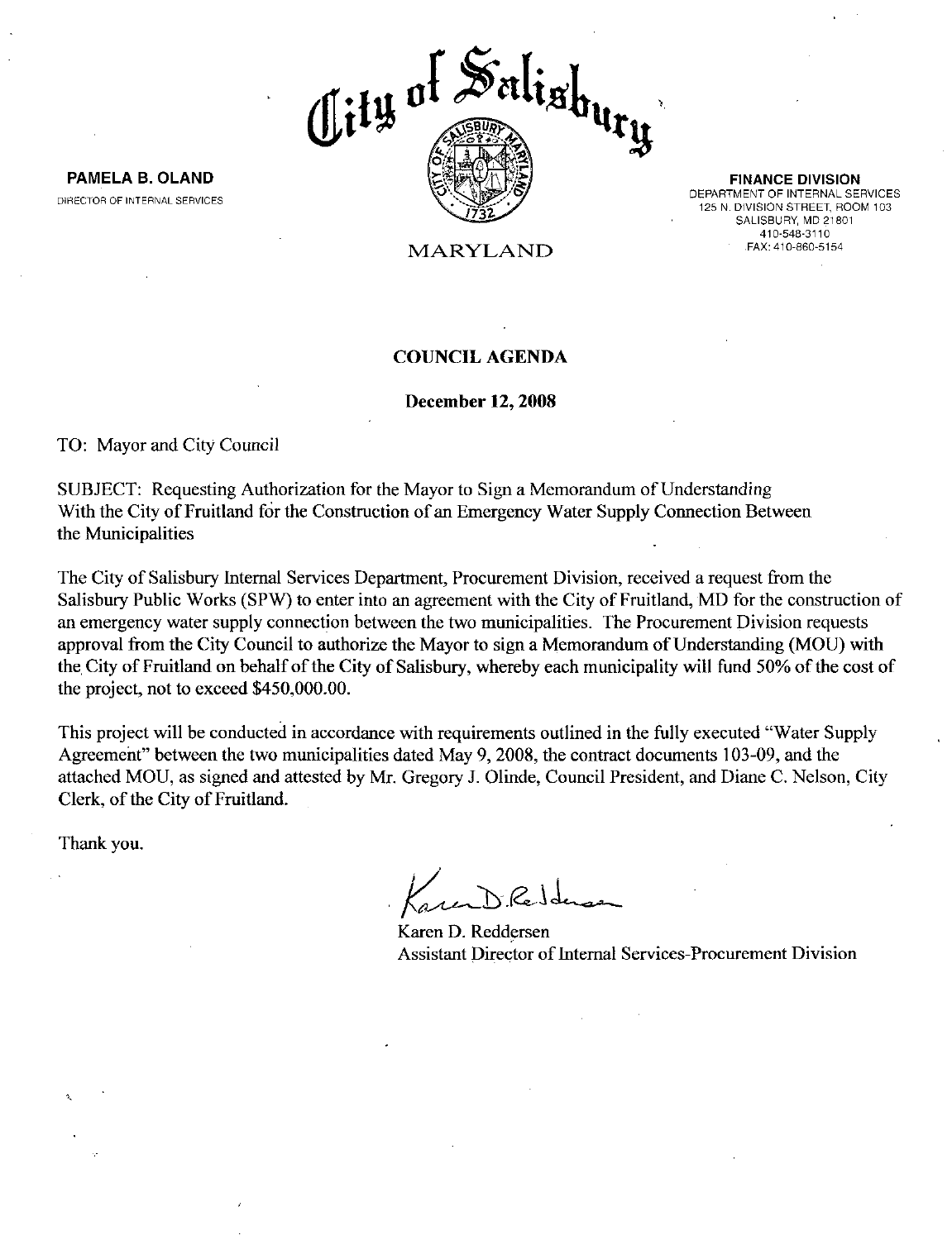**PAMELA B. OLAND**
DIRECTOR OF INTERNAL SERVICES

# City of Salisbury

MARYLAND

**FINANCE DIVISION**
DEPARTMENT OF INTERNAL SERVICES
125 N. DIVISION STREET, ROOM 103
SALISBURY, MD 21801
410-548-3110
FAX: 410-860-5154

## COUNCIL AGENDA

**December 12, 2008**

TO: Mayor and City Council

SUBJECT: Requesting Authorization for the Mayor to Sign a Memorandum of Understanding With the City of Fruitland for the Construction of an Emergency Water Supply Connection Between the Municipalities

The City of Salisbury Internal Services Department, Procurement Division, received a request from the Salisbury Public Works (SPW) to enter into an agreement with the City of Fruitland, MD for the construction of an emergency water supply connection between the two municipalities. The Procurement Division requests approval from the City Council to authorize the Mayor to sign a Memorandum of Understanding (MOU) with the City of Fruitland on behalf of the City of Salisbury, whereby each municipality will fund 50% of the cost of the project, not to exceed $450,000.00.

This project will be conducted in accordance with requirements outlined in the fully executed "Water Supply Agreement" between the two municipalities dated May 9, 2008, the contract documents 103-09, and the attached MOU, as signed and attested by Mr. Gregory J. Olinde, Council President, and Diane C. Nelson, City Clerk, of the City of Fruitland.

Thank you.

Karen D. Reddersen
Assistant Director of Internal Services-Procurement Division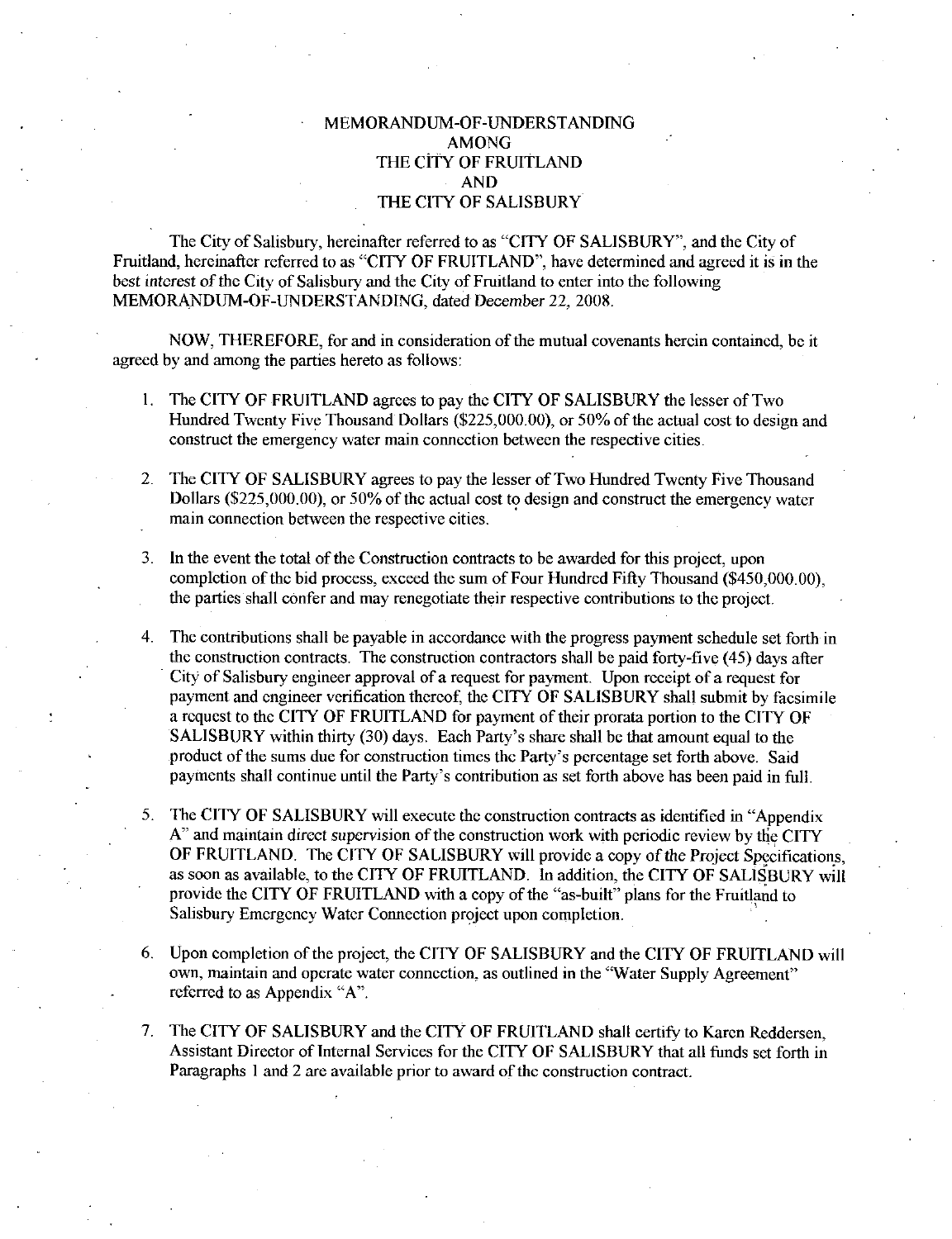# MEMORANDUM-OF-UNDERSTANDING
# AMONG
# THE CITY OF FRUITLAND
# AND
# THE CITY OF SALISBURY

The City of Salisbury, hereinafter referred to as "CITY OF SALISBURY", and the City of Fruitland, hereinafter referred to as "CITY OF FRUITLAND", have determined and agreed it is in the best interest of the City of Salisbury and the City of Fruitland to enter into the following MEMORANDUM-OF-UNDERSTANDING, dated December 22, 2008.

NOW, THEREFORE, for and in consideration of the mutual covenants herein contained, be it agreed by and among the parties hereto as follows:

1. The CITY OF FRUITLAND agrees to pay the CITY OF SALISBURY the lesser of Two Hundred Twenty Five Thousand Dollars ($225,000.00), or 50% of the actual cost to design and construct the emergency water main connection between the respective cities.

2. The CITY OF SALISBURY agrees to pay the lesser of Two Hundred Twenty Five Thousand Dollars ($225,000.00), or 50% of the actual cost to design and construct the emergency water main connection between the respective cities.

3. In the event the total of the Construction contracts to be awarded for this project, upon completion of the bid process, exceed the sum of Four Hundred Fifty Thousand ($450,000.00), the parties shall confer and may renegotiate their respective contributions to the project.

4. The contributions shall be payable in accordance with the progress payment schedule set forth in the construction contracts. The construction contractors shall be paid forty-five (45) days after City of Salisbury engineer approval of a request for payment. Upon receipt of a request for payment and engineer verification thereof, the CITY OF SALISBURY shall submit by facsimile a request to the CITY OF FRUITLAND for payment of their prorata portion to the CITY OF SALISBURY within thirty (30) days. Each Party's share shall be that amount equal to the product of the sums due for construction times the Party's percentage set forth above. Said payments shall continue until the Party's contribution as set forth above has been paid in full.

5. The CITY OF SALISBURY will execute the construction contracts as identified in "Appendix A" and maintain direct supervision of the construction work with periodic review by the CITY OF FRUITLAND. The CITY OF SALISBURY will provide a copy of the Project Specifications, as soon as available, to the CITY OF FRUITLAND. In addition, the CITY OF SALISBURY will provide the CITY OF FRUITLAND with a copy of the "as-built" plans for the Fruitland to Salisbury Emergency Water Connection project upon completion.

6. Upon completion of the project, the CITY OF SALISBURY and the CITY OF FRUITLAND will own, maintain and operate water connection, as outlined in the "Water Supply Agreement" referred to as Appendix "A".

7. The CITY OF SALISBURY and the CITY OF FRUITLAND shall certify to Karen Reddersen, Assistant Director of Internal Services for the CITY OF SALISBURY that all funds set forth in Paragraphs 1 and 2 are available prior to award of the construction contract.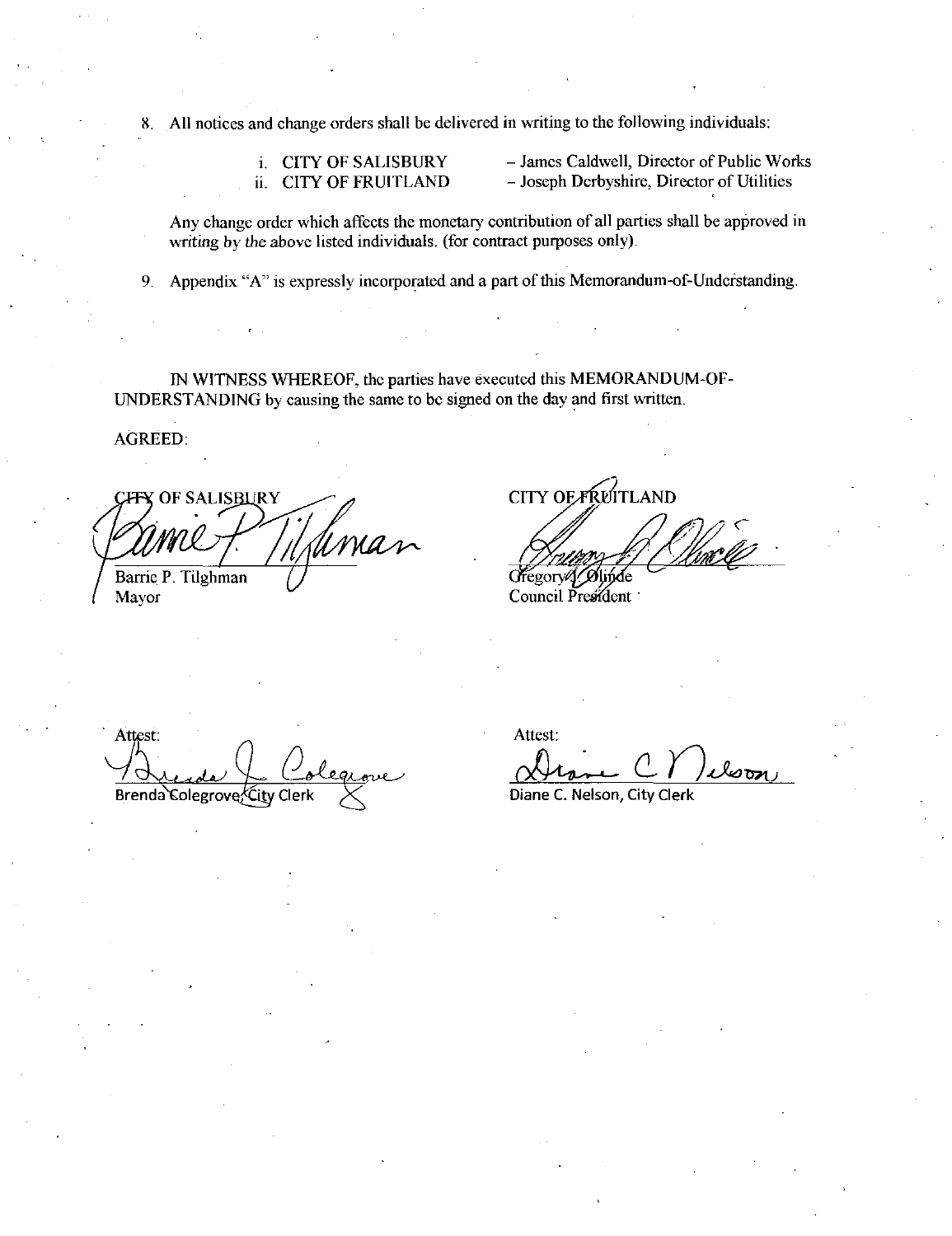8. All notices and change orders shall be delivered in writing to the following individuals:

   i. CITY OF SALISBURY – James Caldwell, Director of Public Works
   ii. CITY OF FRUITLAND – Joseph Derbyshire, Director of Utilities

   Any change order which affects the monetary contribution of all parties shall be approved in writing by the above listed individuals. (for contract purposes only).

9. Appendix "A" is expressly incorporated and a part of this Memorandum-of-Understanding.

IN WITNESS WHEREOF, the parties have executed this MEMORANDUM-OF-UNDERSTANDING by causing the same to be signed on the day and first written.

AGREED:

CITY OF SALISBURY

Barrie P. Tilghman
Mayor

CITY OF FRUITLAND

Gregory J. Olinde
Council President

Attest:

Brenda Colegrove, City Clerk

Attest:

Diane C. Nelson, City Clerk